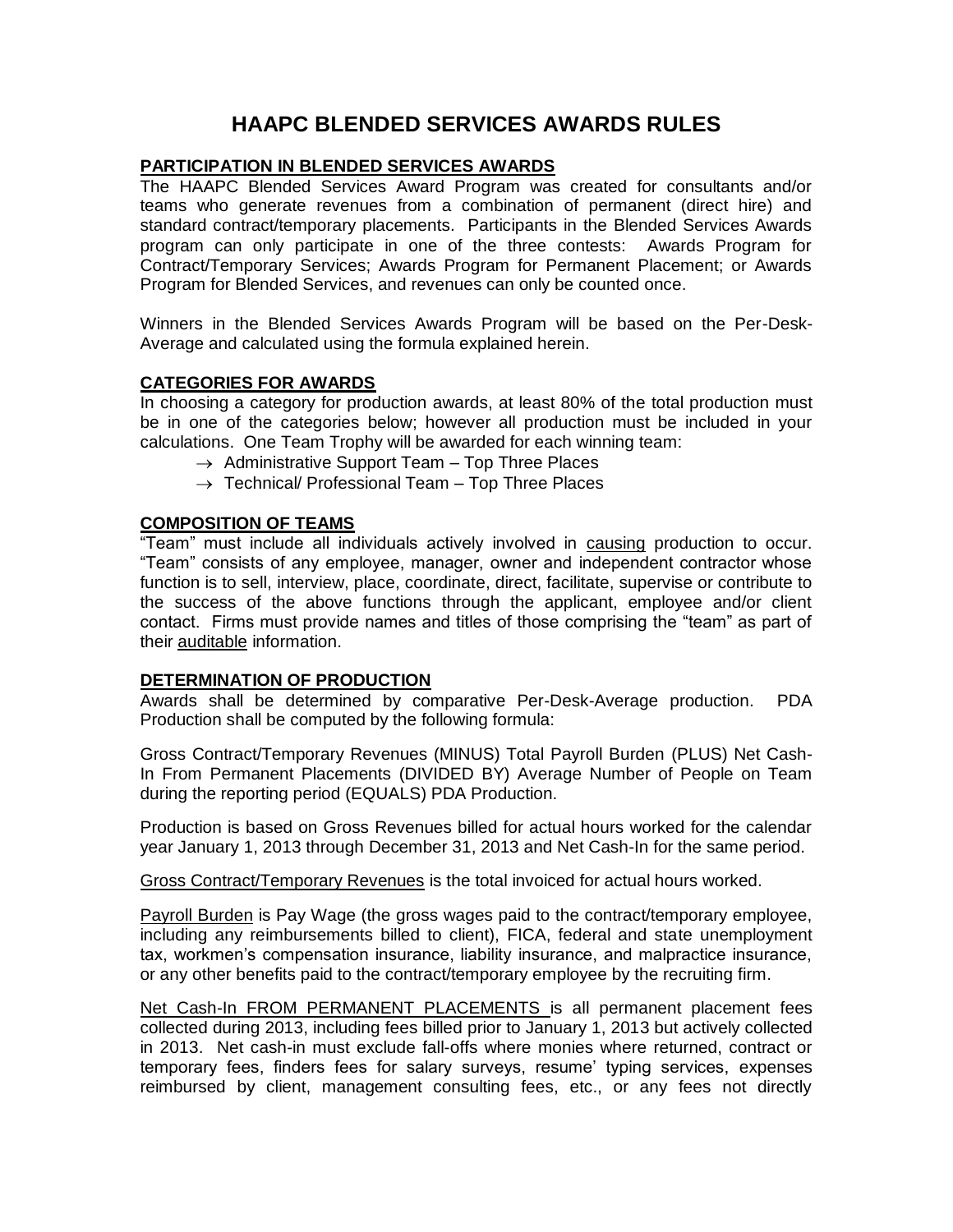# HAAPC BLENDED SERVICES AWARDS RULES

## PARTICIPATION IN BLENDED SERVICES AWARDS

The HAAPC Blended Services Award Program was created for consultants and/or teams who generate revenues from a combination of permanent (direct hire) and standard contract/temporary placements. Participants in the Blended Services Awards program can only participate in one of the three contests: Awards Program for Contract/Temporary Services; Awards Program for Permanent Placement; or Awards Program for Blended Services, and revenues can only be counted once.

Winners in the Blended Services Awards Program will be based on the Per-Desk-Average and calculated using the formula explained herein.

## CATEGORIES FOR AWARDS

In choosing a category for production awards, at least 80% of the total production must be in one of the categories below; however all production must be included in your calculations. One Team Trophy will be awarded for each winning team:

- → Administrative Support Team – Top Three Places
- → Technical/ Professional Team – Top Three Places

## COMPOSITION OF TEAMS

"Team" must include all individuals actively involved in causing production to occur. "Team" consists of any employee, manager, owner and independent contractor whose function is to sell, interview, place, coordinate, direct, facilitate, supervise or contribute to the success of the above functions through the applicant, employee and/or client contact. Firms must provide names and titles of those comprising the "team" as part of their auditable information.

## DETERMINATION OF PRODUCTION

Awards shall be determined by comparative Per-Desk-Average production. PDA Production shall be computed by the following formula:

Gross Contract/Temporary Revenues (MINUS) Total Payroll Burden (PLUS) Net Cash-In From Permanent Placements (DIVIDED BY) Average Number of People on Team during the reporting period (EQUALS) PDA Production.

Production is based on Gross Revenues billed for actual hours worked for the calendar year January 1, 2013 through December 31, 2013 and Net Cash-In for the same period.

Gross Contract/Temporary Revenues is the total invoiced for actual hours worked.

Payroll Burden is Pay Wage (the gross wages paid to the contract/temporary employee, including any reimbursements billed to client), FICA, federal and state unemployment tax, workmen's compensation insurance, liability insurance, and malpractice insurance, or any other benefits paid to the contract/temporary employee by the recruiting firm.

Net Cash-In FROM PERMANENT PLACEMENTS is all permanent placement fees collected during 2013, including fees billed prior to January 1, 2013 but actively collected in 2013. Net cash-in must exclude fall-offs where monies where returned, contract or temporary fees, finders fees for salary surveys, resume' typing services, expenses reimbursed by client, management consulting fees, etc., or any fees not directly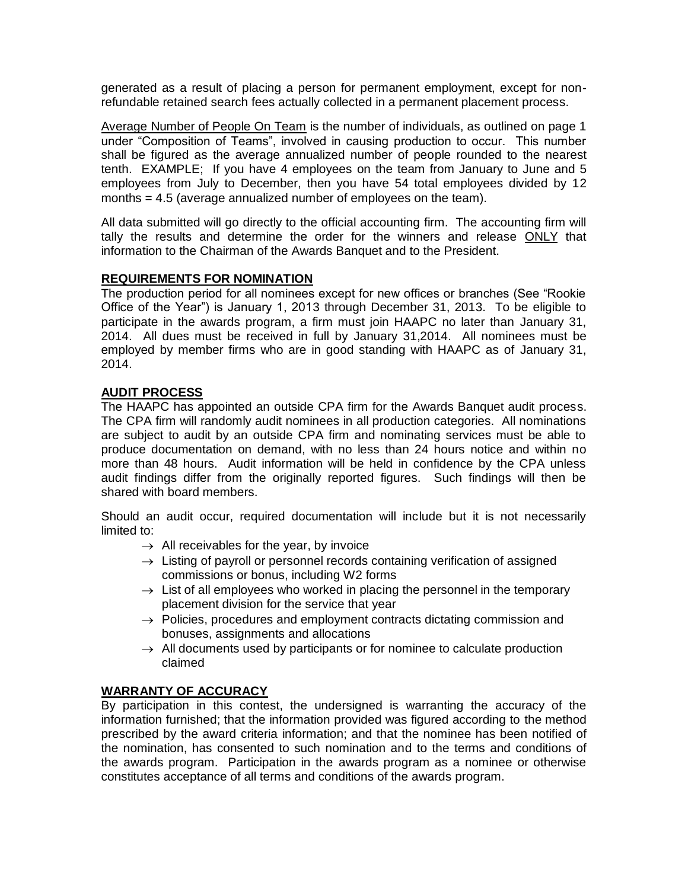generated as a result of placing a person for permanent employment, except for non-refundable retained search fees actually collected in a permanent placement process.

Average Number of People On Team is the number of individuals, as outlined on page 1 under "Composition of Teams", involved in causing production to occur. This number shall be figured as the average annualized number of people rounded to the nearest tenth. EXAMPLE; If you have 4 employees on the team from January to June and 5 employees from July to December, then you have 54 total employees divided by 12 months = 4.5 (average annualized number of employees on the team).

All data submitted will go directly to the official accounting firm. The accounting firm will tally the results and determine the order for the winners and release ONLY that information to the Chairman of the Awards Banquet and to the President.

## REQUIREMENTS FOR NOMINATION

The production period for all nominees except for new offices or branches (See "Rookie Office of the Year") is January 1, 2013 through December 31, 2013. To be eligible to participate in the awards program, a firm must join HAAPC no later than January 31, 2014. All dues must be received in full by January 31,2014. All nominees must be employed by member firms who are in good standing with HAAPC as of January 31, 2014.

## AUDIT PROCESS

The HAAPC has appointed an outside CPA firm for the Awards Banquet audit process. The CPA firm will randomly audit nominees in all production categories. All nominations are subject to audit by an outside CPA firm and nominating services must be able to produce documentation on demand, with no less than 24 hours notice and within no more than 48 hours. Audit information will be held in confidence by the CPA unless audit findings differ from the originally reported figures. Such findings will then be shared with board members.

Should an audit occur, required documentation will include but it is not necessarily limited to:

- → All receivables for the year, by invoice
- → Listing of payroll or personnel records containing verification of assigned commissions or bonus, including W2 forms
- → List of all employees who worked in placing the personnel in the temporary placement division for the service that year
- → Policies, procedures and employment contracts dictating commission and bonuses, assignments and allocations
- → All documents used by participants or for nominee to calculate production claimed

## WARRANTY OF ACCURACY

By participation in this contest, the undersigned is warranting the accuracy of the information furnished; that the information provided was figured according to the method prescribed by the award criteria information; and that the nominee has been notified of the nomination, has consented to such nomination and to the terms and conditions of the awards program. Participation in the awards program as a nominee or otherwise constitutes acceptance of all terms and conditions of the awards program.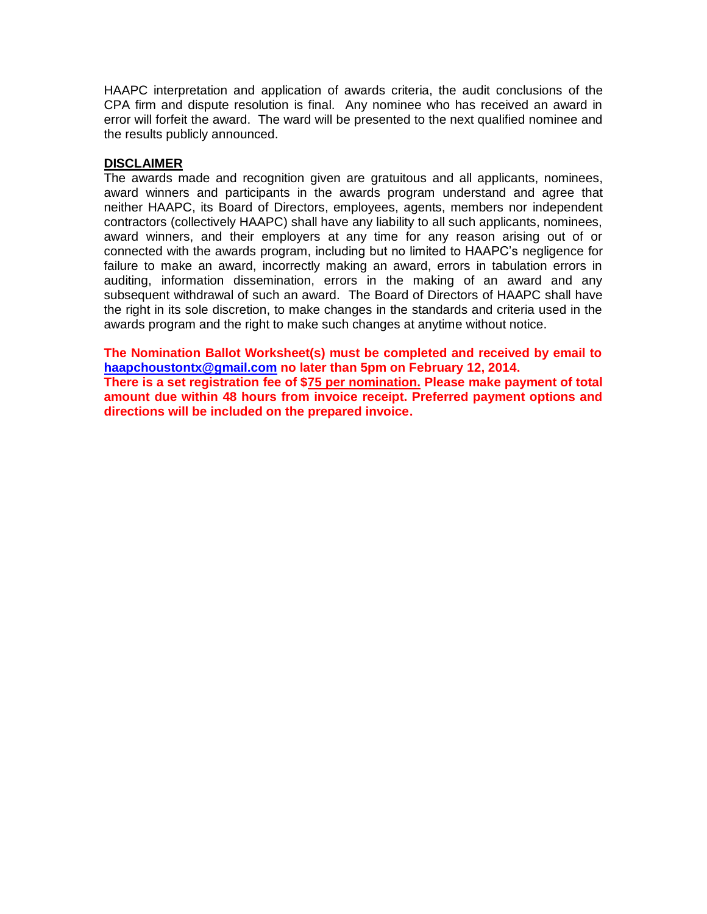HAAPC interpretation and application of awards criteria, the audit conclusions of the CPA firm and dispute resolution is final. Any nominee who has received an award in error will forfeit the award. The ward will be presented to the next qualified nominee and the results publicly announced.

**DISCLAIMER**

The awards made and recognition given are gratuitous and all applicants, nominees, award winners and participants in the awards program understand and agree that neither HAAPC, its Board of Directors, employees, agents, members nor independent contractors (collectively HAAPC) shall have any liability to all such applicants, nominees, award winners, and their employers at any time for any reason arising out of or connected with the awards program, including but no limited to HAAPC's negligence for failure to make an award, incorrectly making an award, errors in tabulation errors in auditing, information dissemination, errors in the making of an award and any subsequent withdrawal of such an award. The Board of Directors of HAAPC shall have the right in its sole discretion, to make changes in the standards and criteria used in the awards program and the right to make such changes at anytime without notice.

**The Nomination Ballot Worksheet(s) must be completed and received by email to haapchoustontx@gmail.com no later than 5pm on February 12, 2014.**
**There is a set registration fee of $75 per nomination. Please make payment of total amount due within 48 hours from invoice receipt. Preferred payment options and directions will be included on the prepared invoice.**